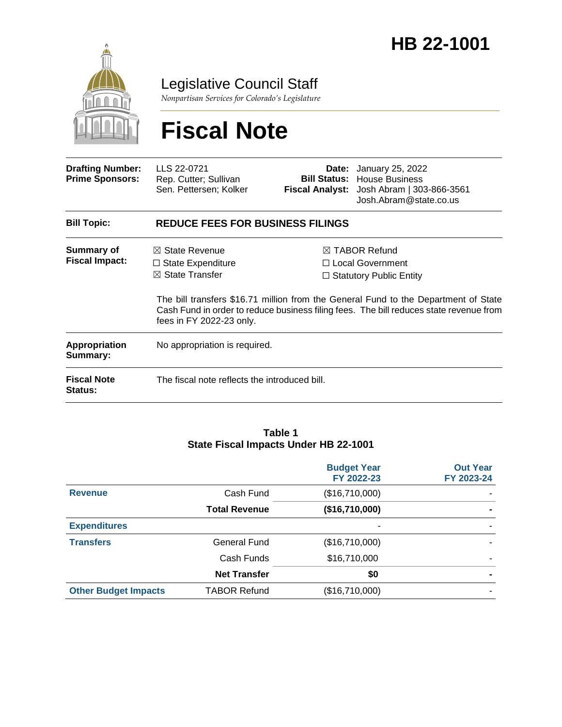# HB 22-1001

## Legislative Council Staff

*Nonpartisan Services for Colorado's Legislature*

# Fiscal Note

| | | | |
|---|---|---|---|
| **Drafting Number:** | LLS 22-0721 | **Date:** | January 25, 2022 |
| **Prime Sponsors:** | Rep. Cutter; Sullivan<br>Sen. Pettersen; Kolker | **Bill Status:** | House Business |
| | | **Fiscal Analyst:** | Josh Abram \| 303-866-3561<br>Josh.Abram@state.co.us |

| | |
|---|---|
| **Bill Topic:** | **REDUCE FEES FOR BUSINESS FILINGS** |
| **Summary of Fiscal Impact:** | ☒ State Revenue ☐ State Expenditure ☒ State Transfer ☒ TABOR Refund ☐ Local Government ☐ Statutory Public Entity<br><br>The bill transfers $16.71 million from the General Fund to the Department of State Cash Fund in order to reduce business filing fees. The bill reduces state revenue from fees in FY 2022-23 only. |
| **Appropriation Summary:** | No appropriation is required. |
| **Fiscal Note Status:** | The fiscal note reflects the introduced bill. |

**Table 1**
**State Fiscal Impacts Under HB 22-1001**

| | | Budget Year FY 2022-23 | Out Year FY 2023-24 |
|---|---|---|---|
| **Revenue** | Cash Fund | ($16,710,000) | - |
| | **Total Revenue** | **($16,710,000)** | **-** |
| **Expenditures** | | - | - |
| **Transfers** | General Fund | ($16,710,000) | - |
| | Cash Funds | $16,710,000 | - |
| | **Net Transfer** | **$0** | **-** |
| **Other Budget Impacts** | TABOR Refund | ($16,710,000) | - |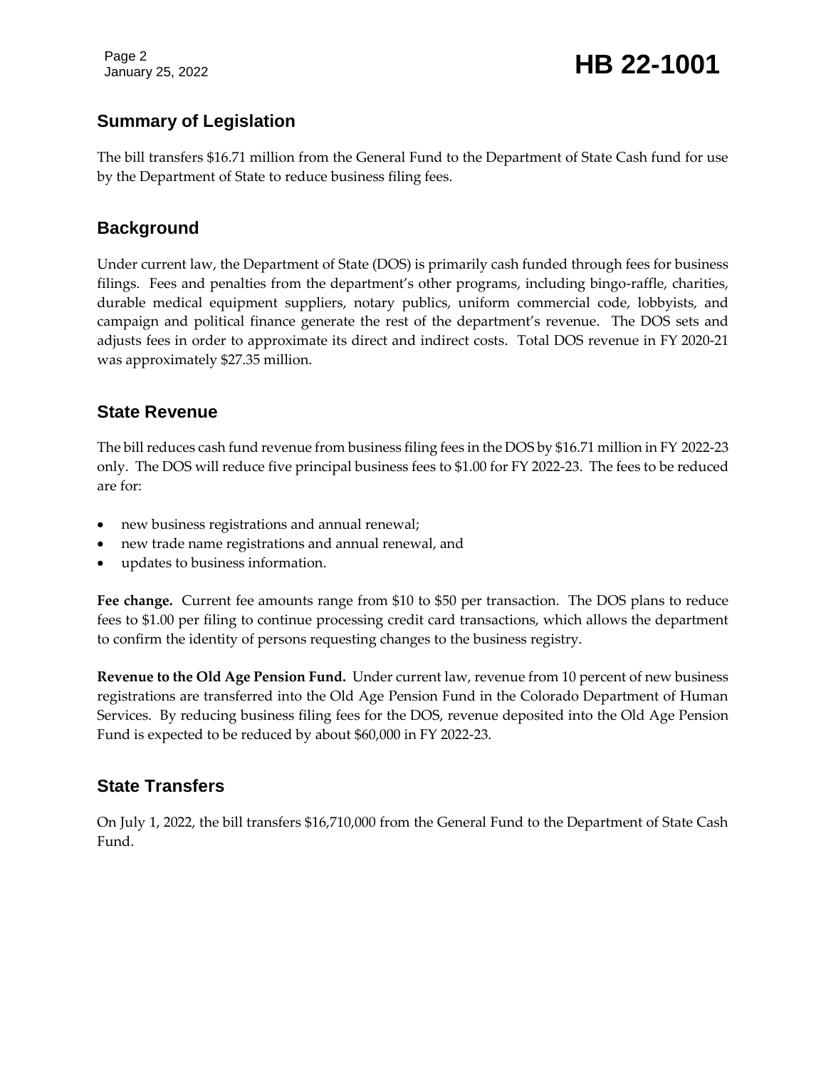## Summary of Legislation

The bill transfers $16.71 million from the General Fund to the Department of State Cash fund for use by the Department of State to reduce business filing fees.

## Background

Under current law, the Department of State (DOS) is primarily cash funded through fees for business filings. Fees and penalties from the department's other programs, including bingo-raffle, charities, durable medical equipment suppliers, notary publics, uniform commercial code, lobbyists, and campaign and political finance generate the rest of the department's revenue. The DOS sets and adjusts fees in order to approximate its direct and indirect costs. Total DOS revenue in FY 2020-21 was approximately $27.35 million.

## State Revenue

The bill reduces cash fund revenue from business filing fees in the DOS by $16.71 million in FY 2022-23 only. The DOS will reduce five principal business fees to $1.00 for FY 2022-23. The fees to be reduced are for:

- new business registrations and annual renewal;
- new trade name registrations and annual renewal, and
- updates to business information.

**Fee change.** Current fee amounts range from $10 to $50 per transaction. The DOS plans to reduce fees to $1.00 per filing to continue processing credit card transactions, which allows the department to confirm the identity of persons requesting changes to the business registry.

**Revenue to the Old Age Pension Fund.** Under current law, revenue from 10 percent of new business registrations are transferred into the Old Age Pension Fund in the Colorado Department of Human Services. By reducing business filing fees for the DOS, revenue deposited into the Old Age Pension Fund is expected to be reduced by about $60,000 in FY 2022-23.

## State Transfers

On July 1, 2022, the bill transfers $16,710,000 from the General Fund to the Department of State Cash Fund.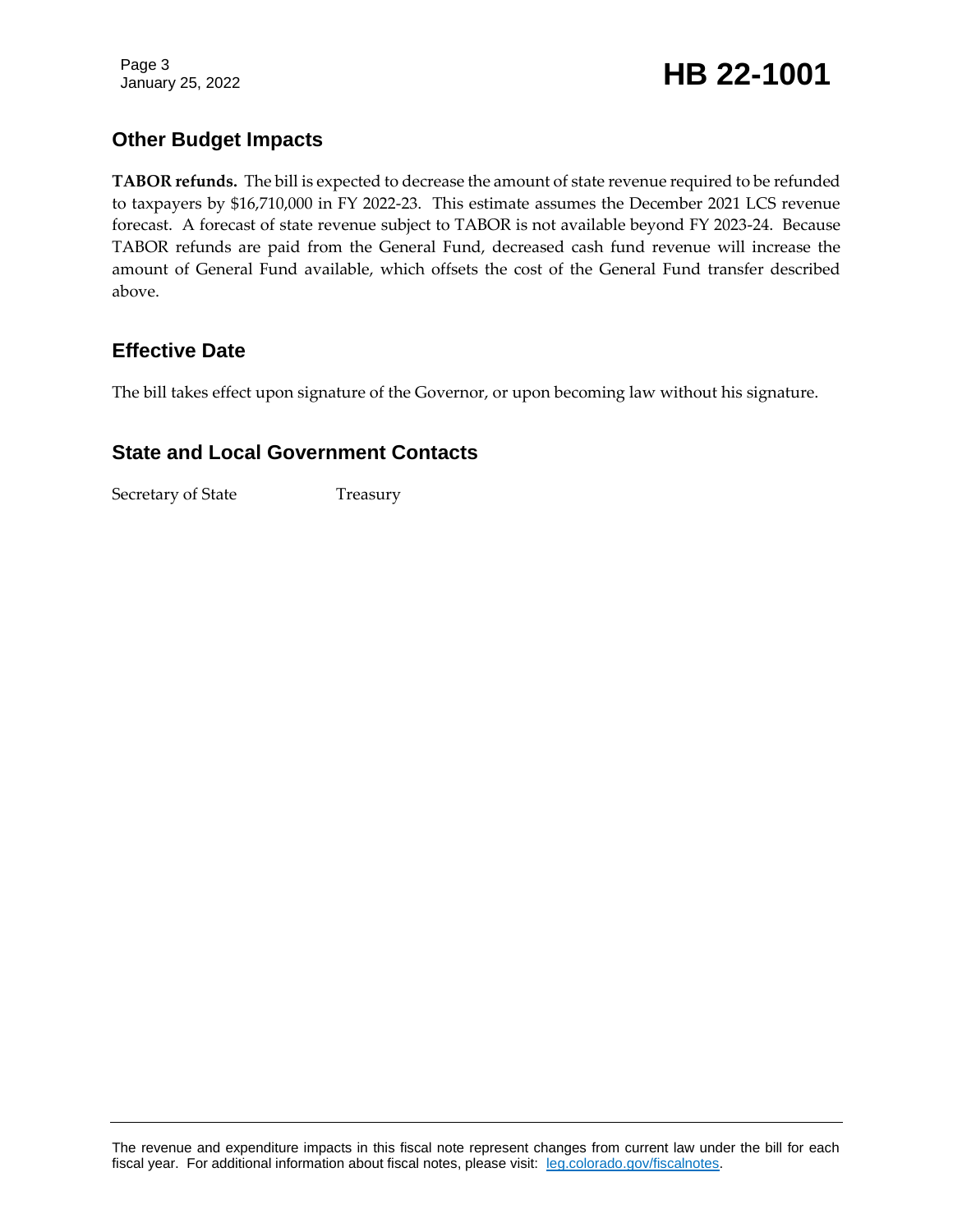## Other Budget Impacts

**TABOR refunds.** The bill is expected to decrease the amount of state revenue required to be refunded to taxpayers by $16,710,000 in FY 2022-23. This estimate assumes the December 2021 LCS revenue forecast. A forecast of state revenue subject to TABOR is not available beyond FY 2023-24. Because TABOR refunds are paid from the General Fund, decreased cash fund revenue will increase the amount of General Fund available, which offsets the cost of the General Fund transfer described above.

## Effective Date

The bill takes effect upon signature of the Governor, or upon becoming law without his signature.

## State and Local Government Contacts

| | |
|---|---|
| Secretary of State | Treasury |

The revenue and expenditure impacts in this fiscal note represent changes from current law under the bill for each fiscal year. For additional information about fiscal notes, please visit: [leg.colorado.gov/fiscalnotes](leg.colorado.gov/fiscalnotes).